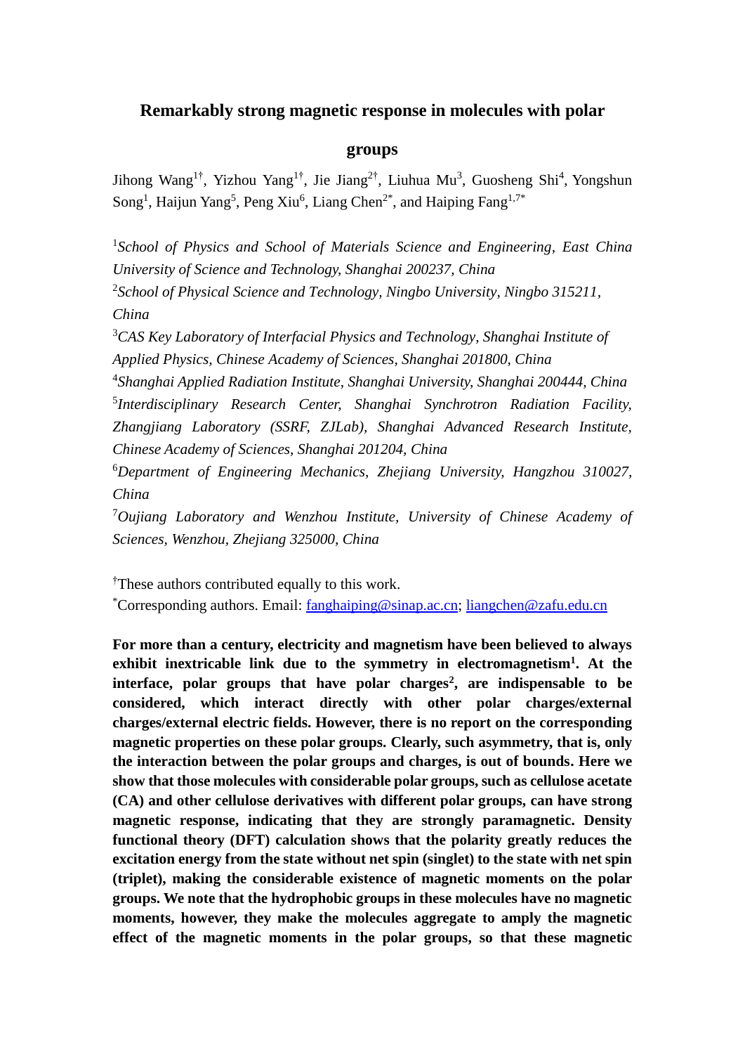# Remarkably strong magnetic response in molecules with polar groups

Jihong Wang[1†], Yizhou Yang[1†], Jie Jiang[2†], Liuhua Mu[3], Guosheng Shi[4], Yongshun Song[1], Haijun Yang[5], Peng Xiu[6], Liang Chen[2*], and Haiping Fang[1,7*]

[1]*School of Physics and School of Materials Science and Engineering, East China University of Science and Technology, Shanghai 200237, China*

[2]*School of Physical Science and Technology, Ningbo University, Ningbo 315211, China*

[3]*CAS Key Laboratory of Interfacial Physics and Technology, Shanghai Institute of Applied Physics, Chinese Academy of Sciences, Shanghai 201800, China*

[4]*Shanghai Applied Radiation Institute, Shanghai University, Shanghai 200444, China*

[5]*Interdisciplinary Research Center, Shanghai Synchrotron Radiation Facility, Zhangjiang Laboratory (SSRF, ZJLab), Shanghai Advanced Research Institute, Chinese Academy of Sciences, Shanghai 201204, China*

[6]*Department of Engineering Mechanics, Zhejiang University, Hangzhou 310027, China*

[7]*Oujiang Laboratory and Wenzhou Institute, University of Chinese Academy of Sciences, Wenzhou, Zhejiang 325000, China*

[†]These authors contributed equally to this work.

[*]Corresponding authors. Email: fanghaiping@sinap.ac.cn; liangchen@zafu.edu.cn

**For more than a century, electricity and magnetism have been believed to always exhibit inextricable link due to the symmetry in electromagnetism[1]. At the interface, polar groups that have polar charges[2], are indispensable to be considered, which interact directly with other polar charges/external charges/external electric fields. However, there is no report on the corresponding magnetic properties on these polar groups. Clearly, such asymmetry, that is, only the interaction between the polar groups and charges, is out of bounds. Here we show that those molecules with considerable polar groups, such as cellulose acetate (CA) and other cellulose derivatives with different polar groups, can have strong magnetic response, indicating that they are strongly paramagnetic. Density functional theory (DFT) calculation shows that the polarity greatly reduces the excitation energy from the state without net spin (singlet) to the state with net spin (triplet), making the considerable existence of magnetic moments on the polar groups. We note that the hydrophobic groups in these molecules have no magnetic moments, however, they make the molecules aggregate to amply the magnetic effect of the magnetic moments in the polar groups, so that these magnetic**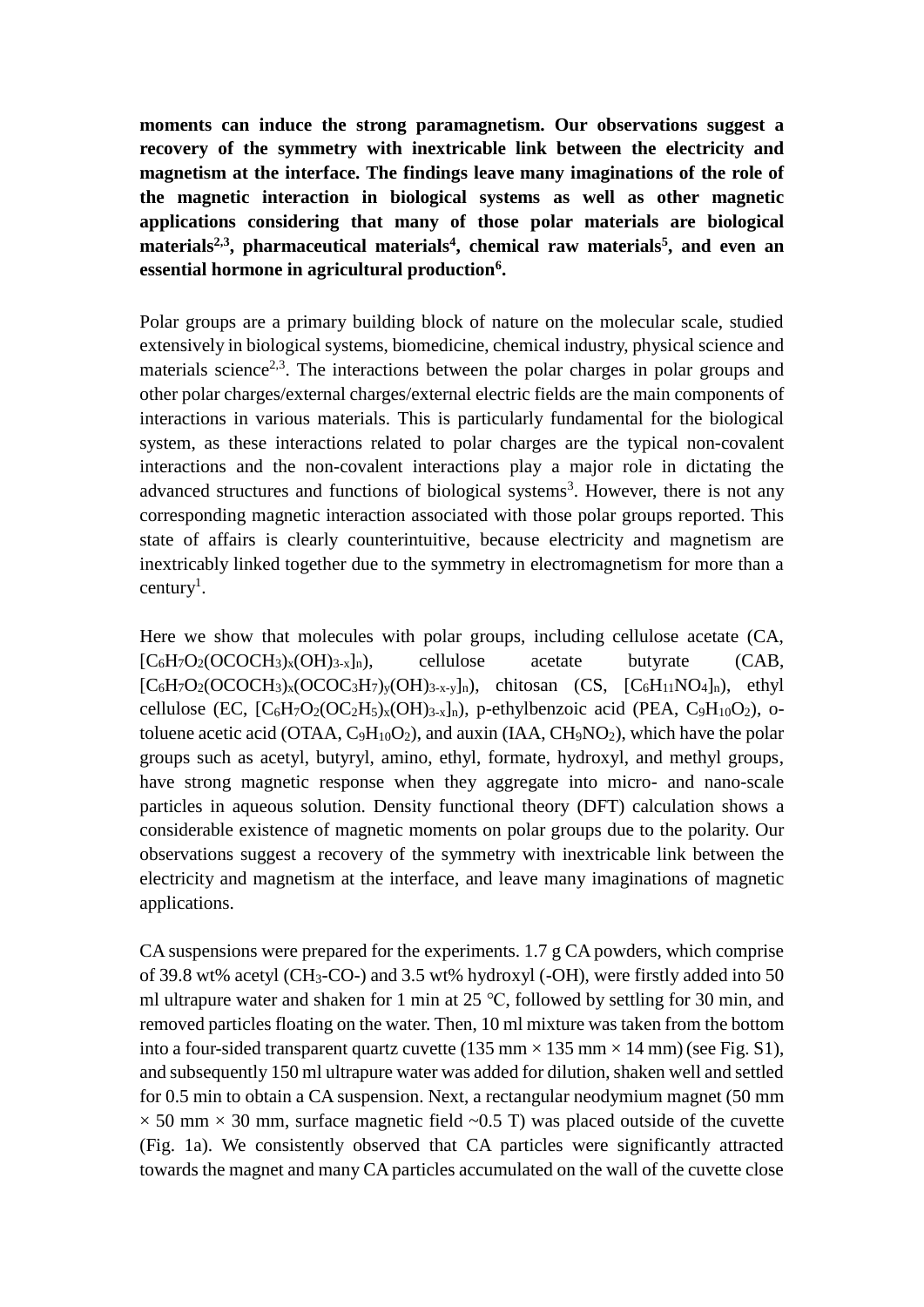**moments can induce the strong paramagnetism. Our observations suggest a recovery of the symmetry with inextricable link between the electricity and magnetism at the interface. The findings leave many imaginations of the role of the magnetic interaction in biological systems as well as other magnetic applications considering that many of those polar materials are biological materials[2,3], pharmaceutical materials[4], chemical raw materials[5], and even an essential hormone in agricultural production[6].**

Polar groups are a primary building block of nature on the molecular scale, studied extensively in biological systems, biomedicine, chemical industry, physical science and materials science[2,3]. The interactions between the polar charges in polar groups and other polar charges/external charges/external electric fields are the main components of interactions in various materials. This is particularly fundamental for the biological system, as these interactions related to polar charges are the typical non-covalent interactions and the non-covalent interactions play a major role in dictating the advanced structures and functions of biological systems[3]. However, there is not any corresponding magnetic interaction associated with those polar groups reported. This state of affairs is clearly counterintuitive, because electricity and magnetism are inextricably linked together due to the symmetry in electromagnetism for more than a century[1].

Here we show that molecules with polar groups, including cellulose acetate (CA, $[C_6H_7O_2(OCOCH_3)_x(OH)_{3-x}]_n$), cellulose acetate butyrate (CAB, $[C_6H_7O_2(OCOCH_3)_x(OCOC_3H_7)_y(OH)_{3-x-y}]_n$), chitosan (CS, $[C_6H_{11}NO_4]_n$), ethyl cellulose (EC, $[C_6H_7O_2(OC_2H_5)_x(OH)_{3-x}]_n$), p-ethylbenzoic acid (PEA, $C_9H_{10}O_2$), o-toluene acetic acid (OTAA, $C_9H_{10}O_2$), and auxin (IAA, $CH_9NO_2$), which have the polar groups such as acetyl, butyryl, amino, ethyl, formate, hydroxyl, and methyl groups, have strong magnetic response when they aggregate into micro- and nano-scale particles in aqueous solution. Density functional theory (DFT) calculation shows a considerable existence of magnetic moments on polar groups due to the polarity. Our observations suggest a recovery of the symmetry with inextricable link between the electricity and magnetism at the interface, and leave many imaginations of magnetic applications.

CA suspensions were prepared for the experiments. 1.7 g CA powders, which comprise of 39.8 wt% acetyl ($CH_3$-CO-) and 3.5 wt% hydroxyl (-OH), were firstly added into 50 ml ultrapure water and shaken for 1 min at 25 ℃, followed by settling for 30 min, and removed particles floating on the water. Then, 10 ml mixture was taken from the bottom into a four-sided transparent quartz cuvette (135 mm × 135 mm × 14 mm) (see Fig. S1), and subsequently 150 ml ultrapure water was added for dilution, shaken well and settled for 0.5 min to obtain a CA suspension. Next, a rectangular neodymium magnet (50 mm × 50 mm × 30 mm, surface magnetic field ~0.5 T) was placed outside of the cuvette (Fig. 1a). We consistently observed that CA particles were significantly attracted towards the magnet and many CA particles accumulated on the wall of the cuvette close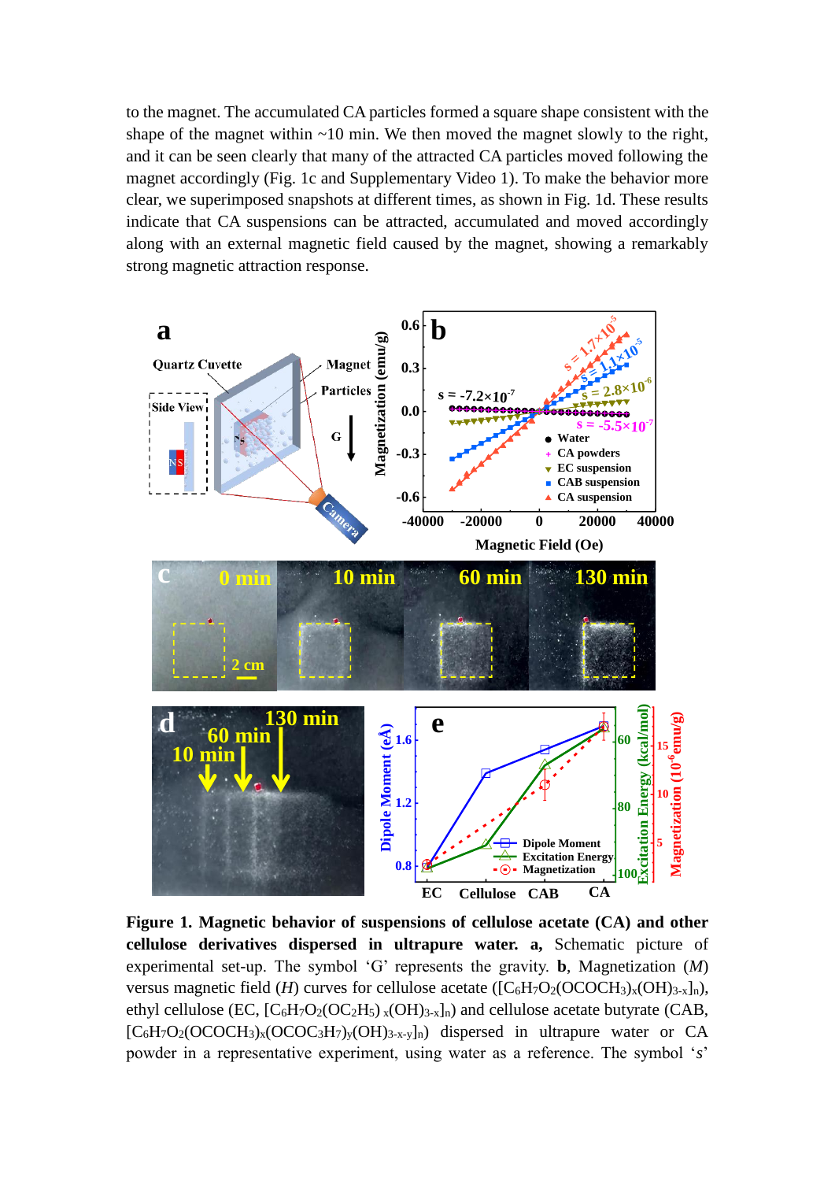to the magnet. The accumulated CA particles formed a square shape consistent with the shape of the magnet within ~10 min. We then moved the magnet slowly to the right, and it can be seen clearly that many of the attracted CA particles moved following the magnet accordingly (Fig. 1c and Supplementary Video 1). To make the behavior more clear, we superimposed snapshots at different times, as shown in Fig. 1d. These results indicate that CA suspensions can be attracted, accumulated and moved accordingly along with an external magnetic field caused by the magnet, showing a remarkably strong magnetic attraction response.

**Figure 1. Magnetic behavior of suspensions of cellulose acetate (CA) and other cellulose derivatives dispersed in ultrapure water. a,** Schematic picture of experimental set-up. The symbol 'G' represents the gravity. **b**, Magnetization (*M*) versus magnetic field (*H*) curves for cellulose acetate ($[C_6H_7O_2(OCOCH_3)_x(OH)_{3-x}]_n$), ethyl cellulose (EC, $[C_6H_7O_2(OC_2H_5)_x(OH)_{3-x}]_n$) and cellulose acetate butyrate (CAB, $[C_6H_7O_2(OCOCH_3)_x(OCOC_3H_7)_y(OH)_{3-x-y}]_n$) dispersed in ultrapure water or CA powder in a representative experiment, using water as a reference. The symbol '*s*'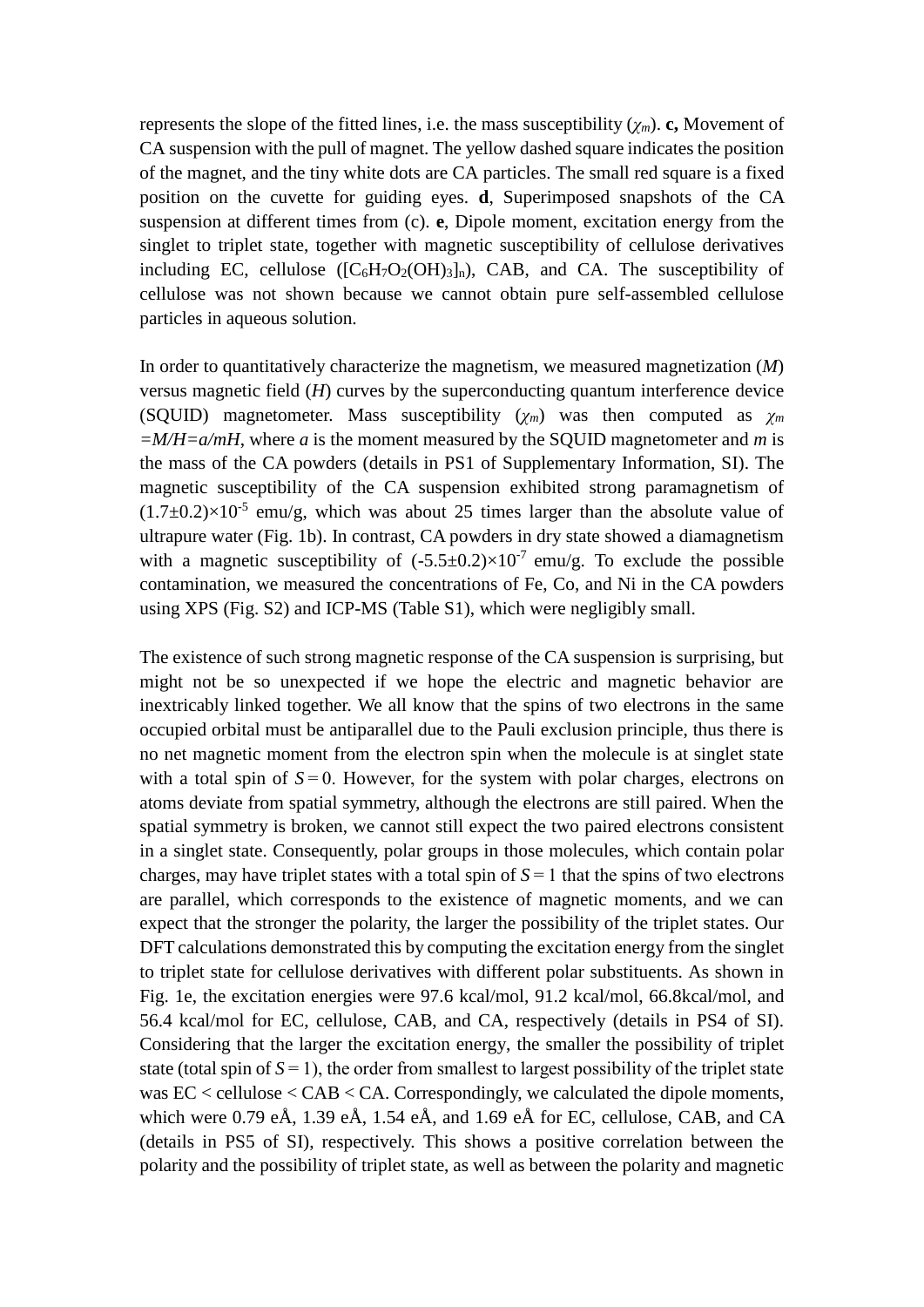represents the slope of the fitted lines, i.e. the mass susceptibility ($\chi_m$). **c,** Movement of CA suspension with the pull of magnet. The yellow dashed square indicates the position of the magnet, and the tiny white dots are CA particles. The small red square is a fixed position on the cuvette for guiding eyes. **d**, Superimposed snapshots of the CA suspension at different times from (c). **e**, Dipole moment, excitation energy from the singlet to triplet state, together with magnetic susceptibility of cellulose derivatives including EC, cellulose ($[C_6H_7O_2(OH)_3]_n$), CAB, and CA. The susceptibility of cellulose was not shown because we cannot obtain pure self-assembled cellulose particles in aqueous solution.

In order to quantitatively characterize the magnetism, we measured magnetization ($M$) versus magnetic field ($H$) curves by the superconducting quantum interference device (SQUID) magnetometer. Mass susceptibility ($\chi_m$) was then computed as $\chi_m = M/H = a/mH$, where $a$ is the moment measured by the SQUID magnetometer and $m$ is the mass of the CA powders (details in PS1 of Supplementary Information, SI). The magnetic susceptibility of the CA suspension exhibited strong paramagnetism of $(1.7\pm0.2)\times10^{-5}$ emu/g, which was about 25 times larger than the absolute value of ultrapure water (Fig. 1b). In contrast, CA powders in dry state showed a diamagnetism with a magnetic susceptibility of $(-5.5\pm0.2)\times10^{-7}$ emu/g. To exclude the possible contamination, we measured the concentrations of Fe, Co, and Ni in the CA powders using XPS (Fig. S2) and ICP-MS (Table S1), which were negligibly small.

The existence of such strong magnetic response of the CA suspension is surprising, but might not be so unexpected if we hope the electric and magnetic behavior are inextricably linked together. We all know that the spins of two electrons in the same occupied orbital must be antiparallel due to the Pauli exclusion principle, thus there is no net magnetic moment from the electron spin when the molecule is at singlet state with a total spin of $S = 0$. However, for the system with polar charges, electrons on atoms deviate from spatial symmetry, although the electrons are still paired. When the spatial symmetry is broken, we cannot still expect the two paired electrons consistent in a singlet state. Consequently, polar groups in those molecules, which contain polar charges, may have triplet states with a total spin of $S = 1$ that the spins of two electrons are parallel, which corresponds to the existence of magnetic moments, and we can expect that the stronger the polarity, the larger the possibility of the triplet states. Our DFT calculations demonstrated this by computing the excitation energy from the singlet to triplet state for cellulose derivatives with different polar substituents. As shown in Fig. 1e, the excitation energies were 97.6 kcal/mol, 91.2 kcal/mol, 66.8kcal/mol, and 56.4 kcal/mol for EC, cellulose, CAB, and CA, respectively (details in PS4 of SI). Considering that the larger the excitation energy, the smaller the possibility of triplet state (total spin of $S = 1$), the order from smallest to largest possibility of the triplet state was EC < cellulose < CAB < CA. Correspondingly, we calculated the dipole moments, which were 0.79 eÅ, 1.39 eÅ, 1.54 eÅ, and 1.69 eÅ for EC, cellulose, CAB, and CA (details in PS5 of SI), respectively. This shows a positive correlation between the polarity and the possibility of triplet state, as well as between the polarity and magnetic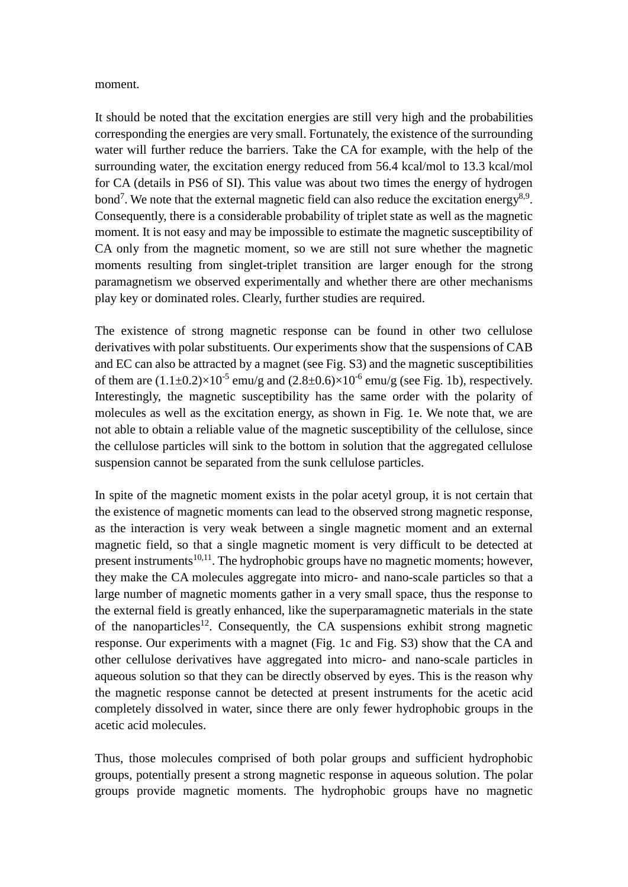moment.

It should be noted that the excitation energies are still very high and the probabilities corresponding the energies are very small. Fortunately, the existence of the surrounding water will further reduce the barriers. Take the CA for example, with the help of the surrounding water, the excitation energy reduced from 56.4 kcal/mol to 13.3 kcal/mol for CA (details in PS6 of SI). This value was about two times the energy of hydrogen bond[7]. We note that the external magnetic field can also reduce the excitation energy[8,9]. Consequently, there is a considerable probability of triplet state as well as the magnetic moment. It is not easy and may be impossible to estimate the magnetic susceptibility of CA only from the magnetic moment, so we are still not sure whether the magnetic moments resulting from singlet-triplet transition are larger enough for the strong paramagnetism we observed experimentally and whether there are other mechanisms play key or dominated roles. Clearly, further studies are required.

The existence of strong magnetic response can be found in other two cellulose derivatives with polar substituents. Our experiments show that the suspensions of CAB and EC can also be attracted by a magnet (see Fig. S3) and the magnetic susceptibilities of them are $(1.1\pm0.2)\times10^{-5}$ emu/g and $(2.8\pm0.6)\times10^{-6}$ emu/g (see Fig. 1b), respectively. Interestingly, the magnetic susceptibility has the same order with the polarity of molecules as well as the excitation energy, as shown in Fig. 1e. We note that, we are not able to obtain a reliable value of the magnetic susceptibility of the cellulose, since the cellulose particles will sink to the bottom in solution that the aggregated cellulose suspension cannot be separated from the sunk cellulose particles.

In spite of the magnetic moment exists in the polar acetyl group, it is not certain that the existence of magnetic moments can lead to the observed strong magnetic response, as the interaction is very weak between a single magnetic moment and an external magnetic field, so that a single magnetic moment is very difficult to be detected at present instruments[10,11]. The hydrophobic groups have no magnetic moments; however, they make the CA molecules aggregate into micro- and nano-scale particles so that a large number of magnetic moments gather in a very small space, thus the response to the external field is greatly enhanced, like the superparamagnetic materials in the state of the nanoparticles[12]. Consequently, the CA suspensions exhibit strong magnetic response. Our experiments with a magnet (Fig. 1c and Fig. S3) show that the CA and other cellulose derivatives have aggregated into micro- and nano-scale particles in aqueous solution so that they can be directly observed by eyes. This is the reason why the magnetic response cannot be detected at present instruments for the acetic acid completely dissolved in water, since there are only fewer hydrophobic groups in the acetic acid molecules.

Thus, those molecules comprised of both polar groups and sufficient hydrophobic groups, potentially present a strong magnetic response in aqueous solution. The polar groups provide magnetic moments. The hydrophobic groups have no magnetic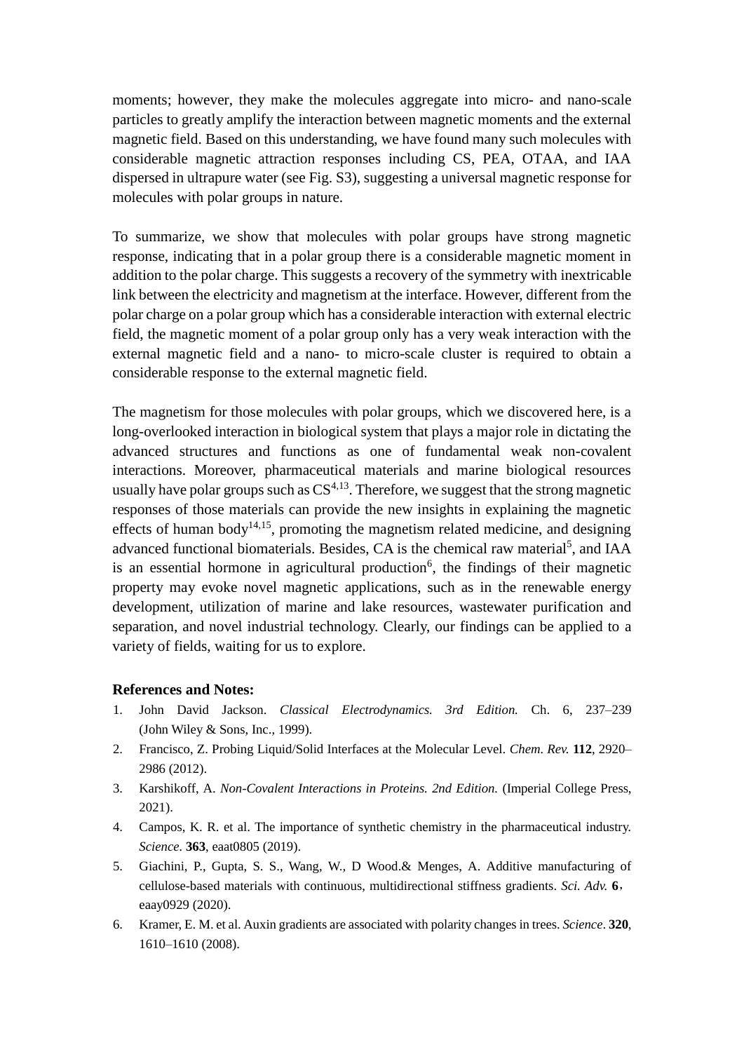moments; however, they make the molecules aggregate into micro- and nano-scale particles to greatly amplify the interaction between magnetic moments and the external magnetic field. Based on this understanding, we have found many such molecules with considerable magnetic attraction responses including CS, PEA, OTAA, and IAA dispersed in ultrapure water (see Fig. S3), suggesting a universal magnetic response for molecules with polar groups in nature.

To summarize, we show that molecules with polar groups have strong magnetic response, indicating that in a polar group there is a considerable magnetic moment in addition to the polar charge. This suggests a recovery of the symmetry with inextricable link between the electricity and magnetism at the interface. However, different from the polar charge on a polar group which has a considerable interaction with external electric field, the magnetic moment of a polar group only has a very weak interaction with the external magnetic field and a nano- to micro-scale cluster is required to obtain a considerable response to the external magnetic field.

The magnetism for those molecules with polar groups, which we discovered here, is a long-overlooked interaction in biological system that plays a major role in dictating the advanced structures and functions as one of fundamental weak non-covalent interactions. Moreover, pharmaceutical materials and marine biological resources usually have polar groups such as CS[4,13]. Therefore, we suggest that the strong magnetic responses of those materials can provide the new insights in explaining the magnetic effects of human body[14,15], promoting the magnetism related medicine, and designing advanced functional biomaterials. Besides, CA is the chemical raw material[5], and IAA is an essential hormone in agricultural production[6], the findings of their magnetic property may evoke novel magnetic applications, such as in the renewable energy development, utilization of marine and lake resources, wastewater purification and separation, and novel industrial technology. Clearly, our findings can be applied to a variety of fields, waiting for us to explore.

**References and Notes:**

1. John David Jackson. *Classical Electrodynamics. 3rd Edition.* Ch. 6, 237–239 (John Wiley & Sons, Inc., 1999).
2. Francisco, Z. Probing Liquid/Solid Interfaces at the Molecular Level. *Chem. Rev.* **112**, 2920–2986 (2012).
3. Karshikoff, A. *Non-Covalent Interactions in Proteins. 2nd Edition.* (Imperial College Press, 2021).
4. Campos, K. R. et al. The importance of synthetic chemistry in the pharmaceutical industry. *Science.* **363**, eaat0805 (2019).
5. Giachini, P., Gupta, S. S., Wang, W., D Wood.& Menges, A. Additive manufacturing of cellulose-based materials with continuous, multidirectional stiffness gradients. *Sci. Adv.* **6**，eaay0929 (2020).
6. Kramer, E. M. et al. Auxin gradients are associated with polarity changes in trees. *Science*. **320**, 1610–1610 (2008).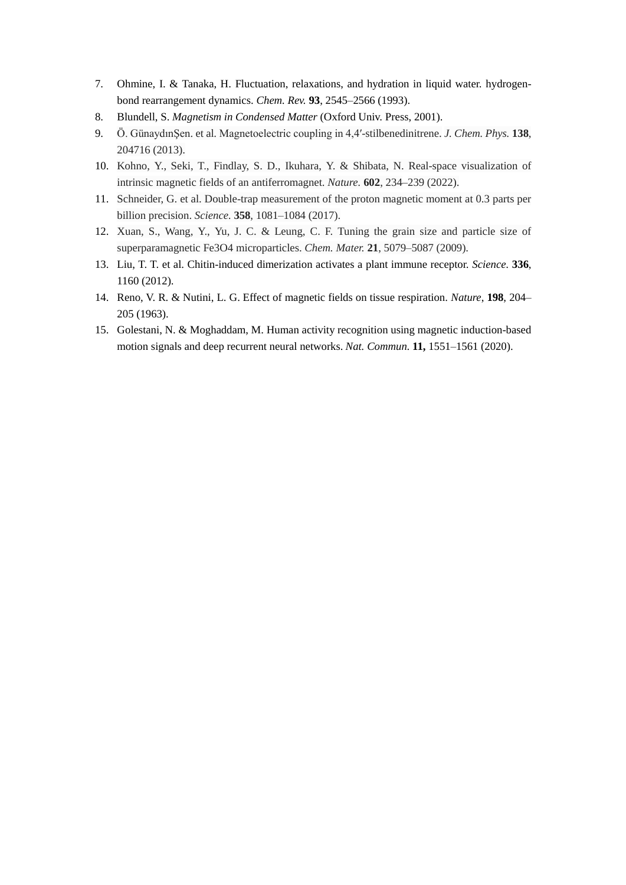7. Ohmine, I. & Tanaka, H. Fluctuation, relaxations, and hydration in liquid water. hydrogen-bond rearrangement dynamics. *Chem. Rev.* **93**, 2545–2566 (1993).
8. Blundell, S. *Magnetism in Condensed Matter* (Oxford Univ. Press, 2001).
9. Ö. GünaydınŞen. et al. Magnetoelectric coupling in 4,4′-stilbenedinitrene. *J. Chem. Phys.* **138**, 204716 (2013).
10. Kohno, Y., Seki, T., Findlay, S. D., Ikuhara, Y. & Shibata, N. Real-space visualization of intrinsic magnetic fields of an antiferromagnet. *Nature.* **602**, 234–239 (2022).
11. Schneider, G. et al. Double-trap measurement of the proton magnetic moment at 0.3 parts per billion precision. *Science.* **358**, 1081–1084 (2017).
12. Xuan, S., Wang, Y., Yu, J. C. & Leung, C. F. Tuning the grain size and particle size of superparamagnetic Fe3O4 microparticles. *Chem. Mater.* **21**, 5079–5087 (2009).
13. Liu, T. T. et al. Chitin-induced dimerization activates a plant immune receptor. *Science.* **336**, 1160 (2012).
14. Reno, V. R. & Nutini, L. G. Effect of magnetic fields on tissue respiration. *Nature*, **198**, 204–205 (1963).
15. Golestani, N. & Moghaddam, M. Human activity recognition using magnetic induction-based motion signals and deep recurrent neural networks. *Nat. Commun.* **11,** 1551–1561 (2020).